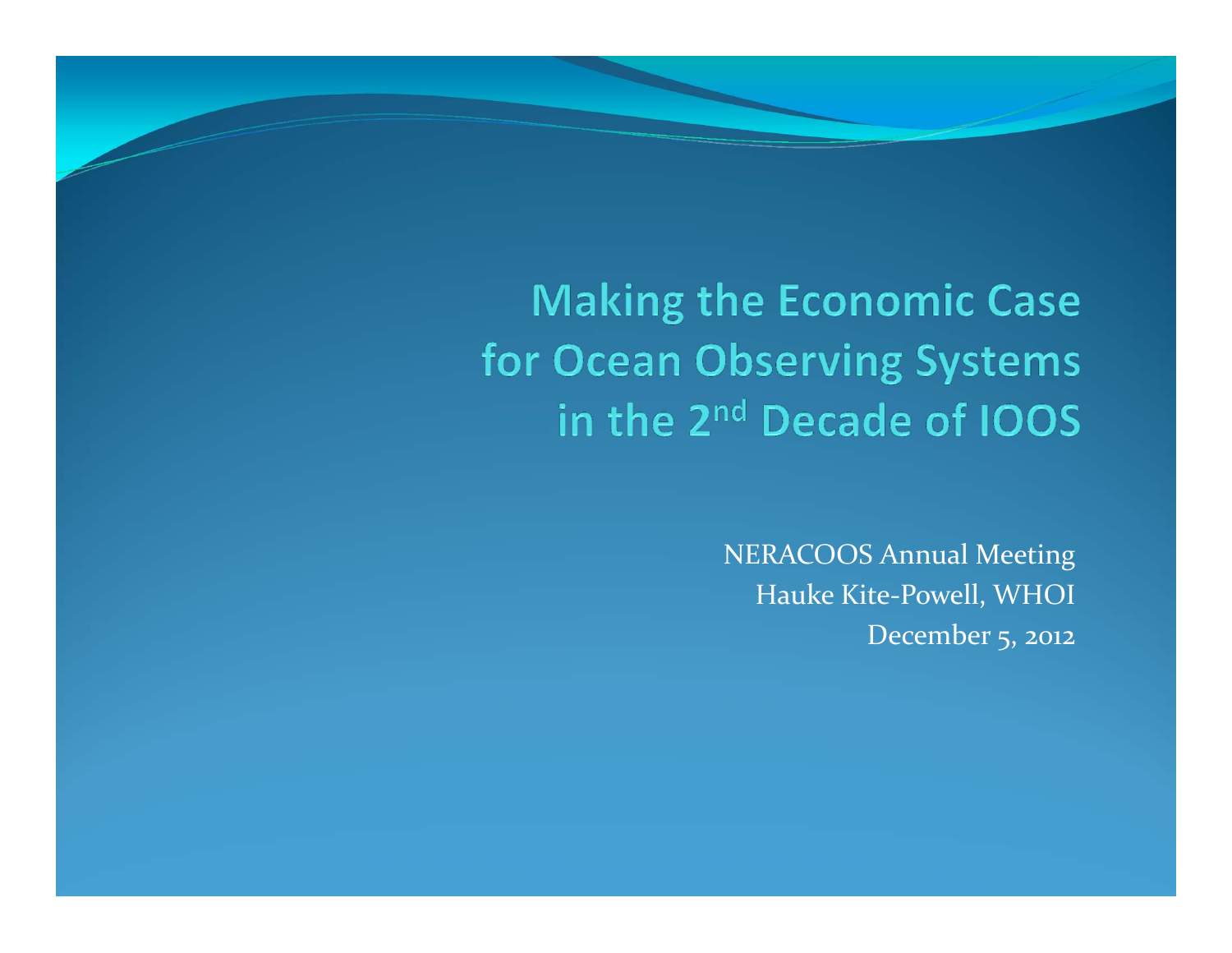# Making the Economic Case for Ocean Observing Systems in the 2nd Decade of IOOS

NERACOOS Annual Meeting

Hauke Kite-Powell, WHOI

December 5, 2012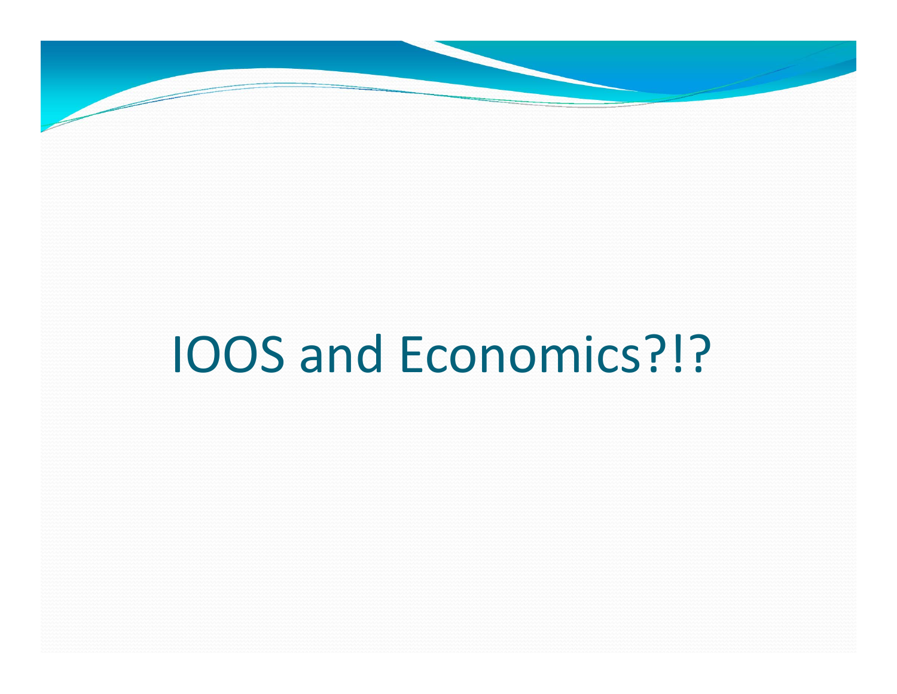# IOOS and Economics?!?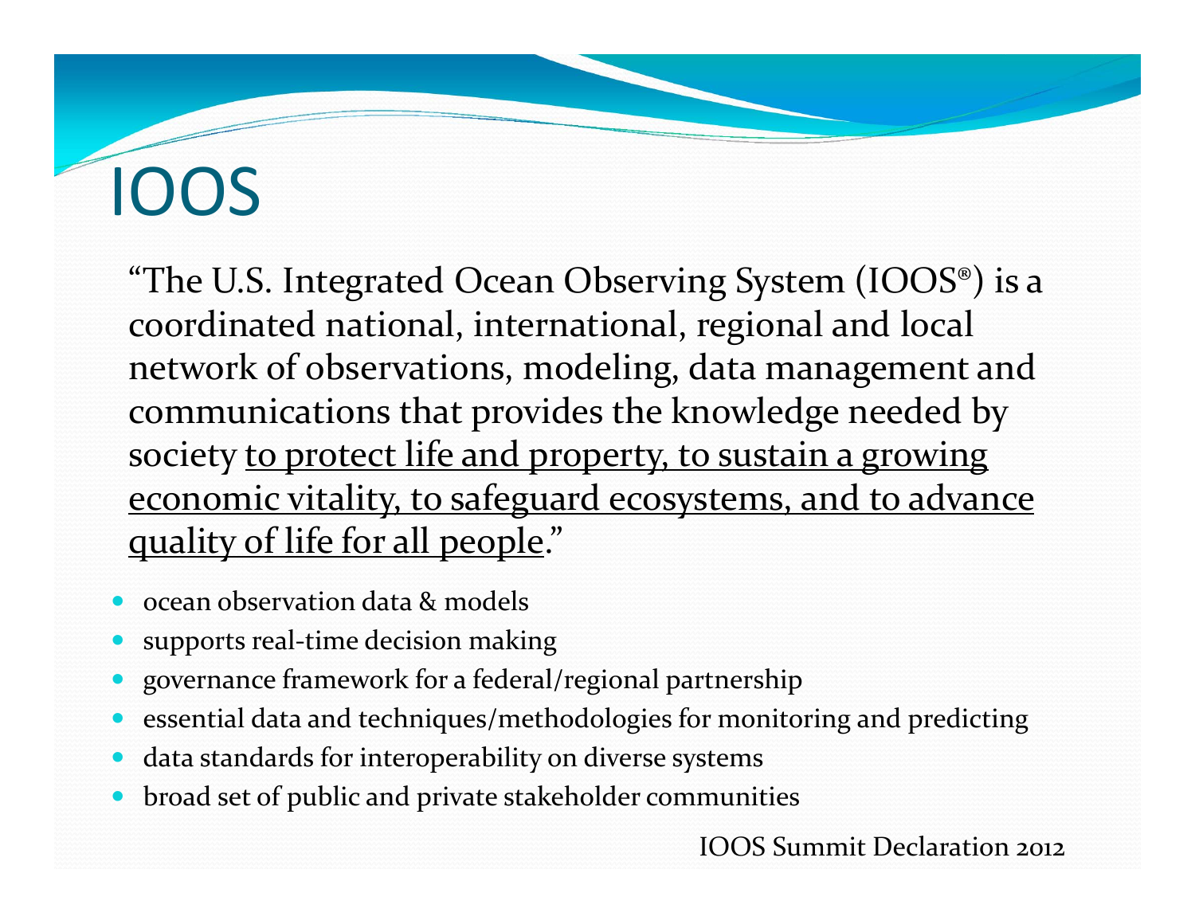# IOOS

"The U.S. Integrated Ocean Observing System (IOOS®) is a coordinated national, international, regional and local network of observations, modeling, data management and communications that provides the knowledge needed by society <u>to protect life and property, to sustain a growing economic vitality, to safeguard ecosystems, and to advance quality of life for all people</u>."

- ocean observation data & models
- supports real-time decision making
- governance framework for a federal/regional partnership
- essential data and techniques/methodologies for monitoring and predicting
- data standards for interoperability on diverse systems
- broad set of public and private stakeholder communities

IOOS Summit Declaration 2012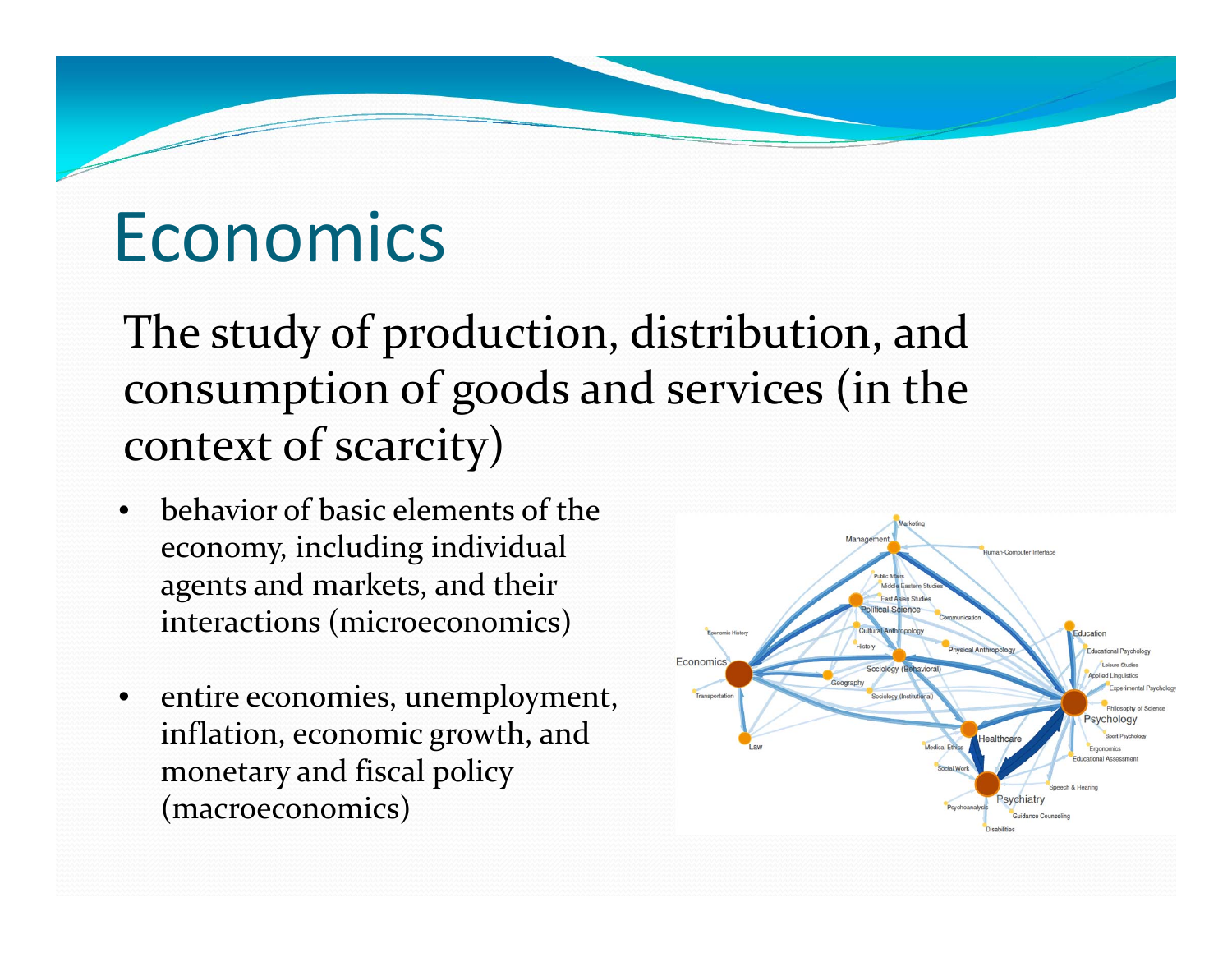# Economics

The study of production, distribution, and consumption of goods and services (in the context of scarcity)

- behavior of basic elements of the economy, including individual agents and markets, and their interactions (microeconomics)
- entire economies, unemployment, inflation, economic growth, and monetary and fiscal policy (macroeconomics)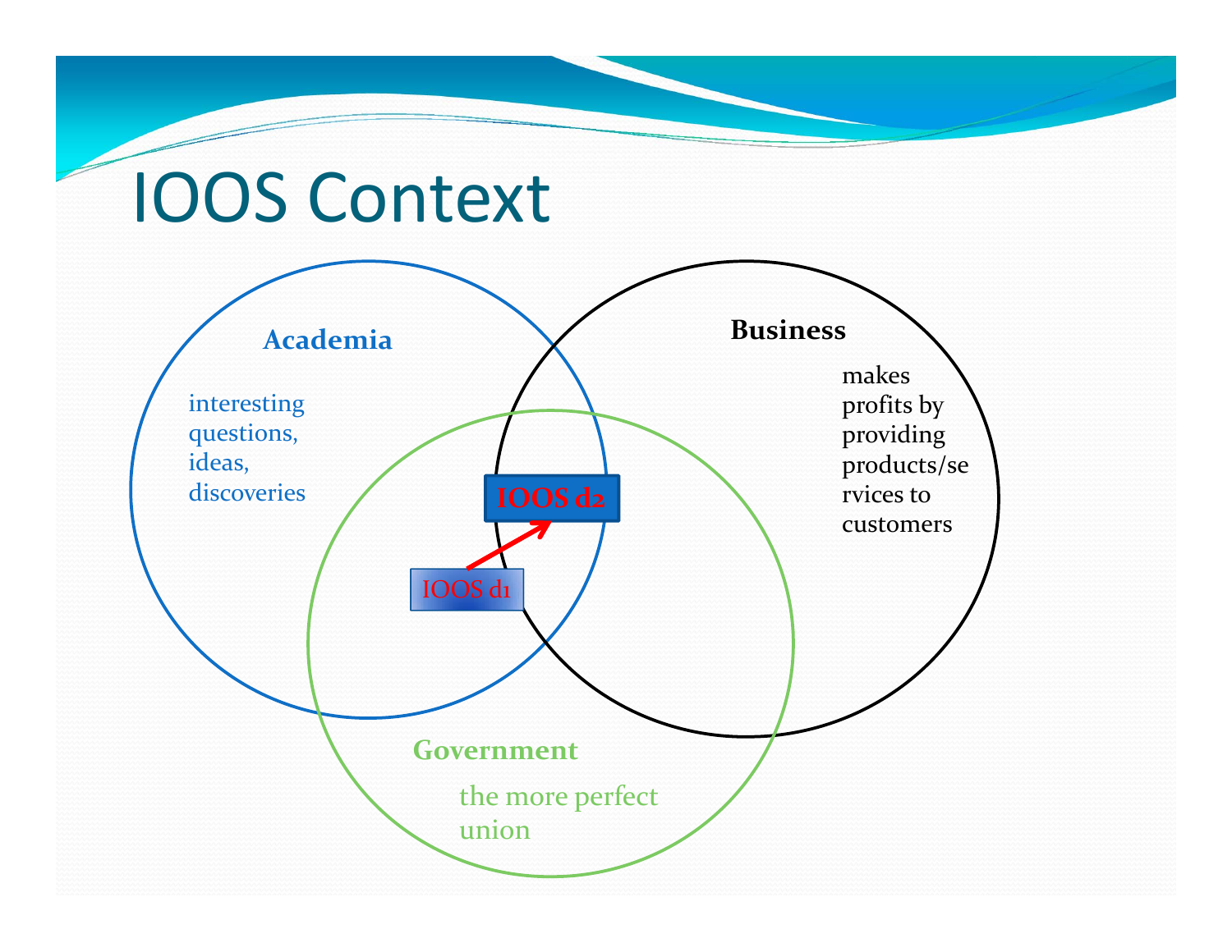# IOOS Context

**Academia**

interesting questions, ideas, discoveries

**Business**

makes profits by providing products/services to customers

**Government**

the more perfect union

IOOS d1

IOOS d2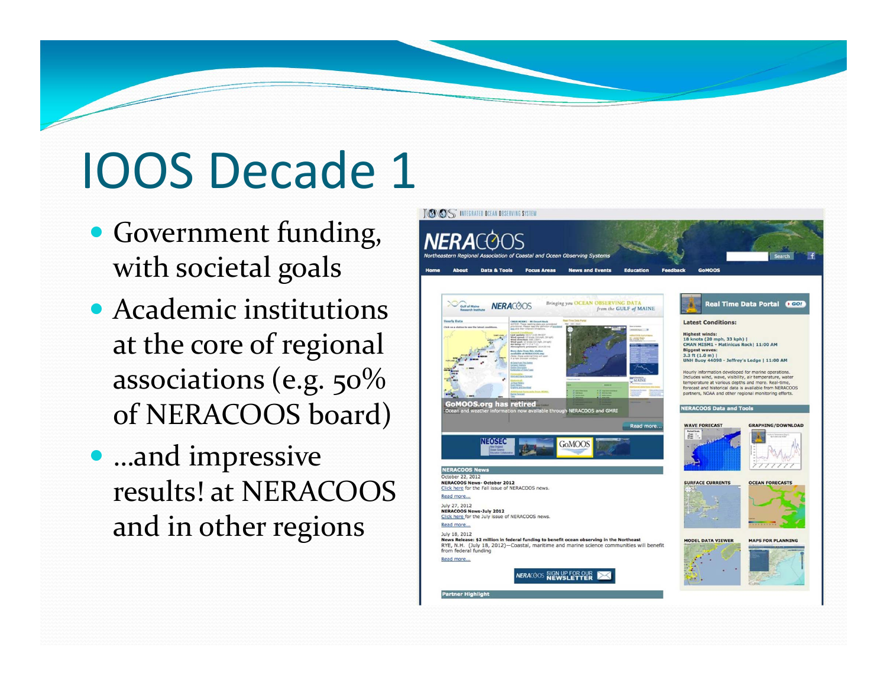# IOOS Decade 1

- Government funding, with societal goals
- Academic institutions at the core of regional associations (e.g. 50% of NERACOOS board)
- …and impressive results! at NERACOOS and in other regions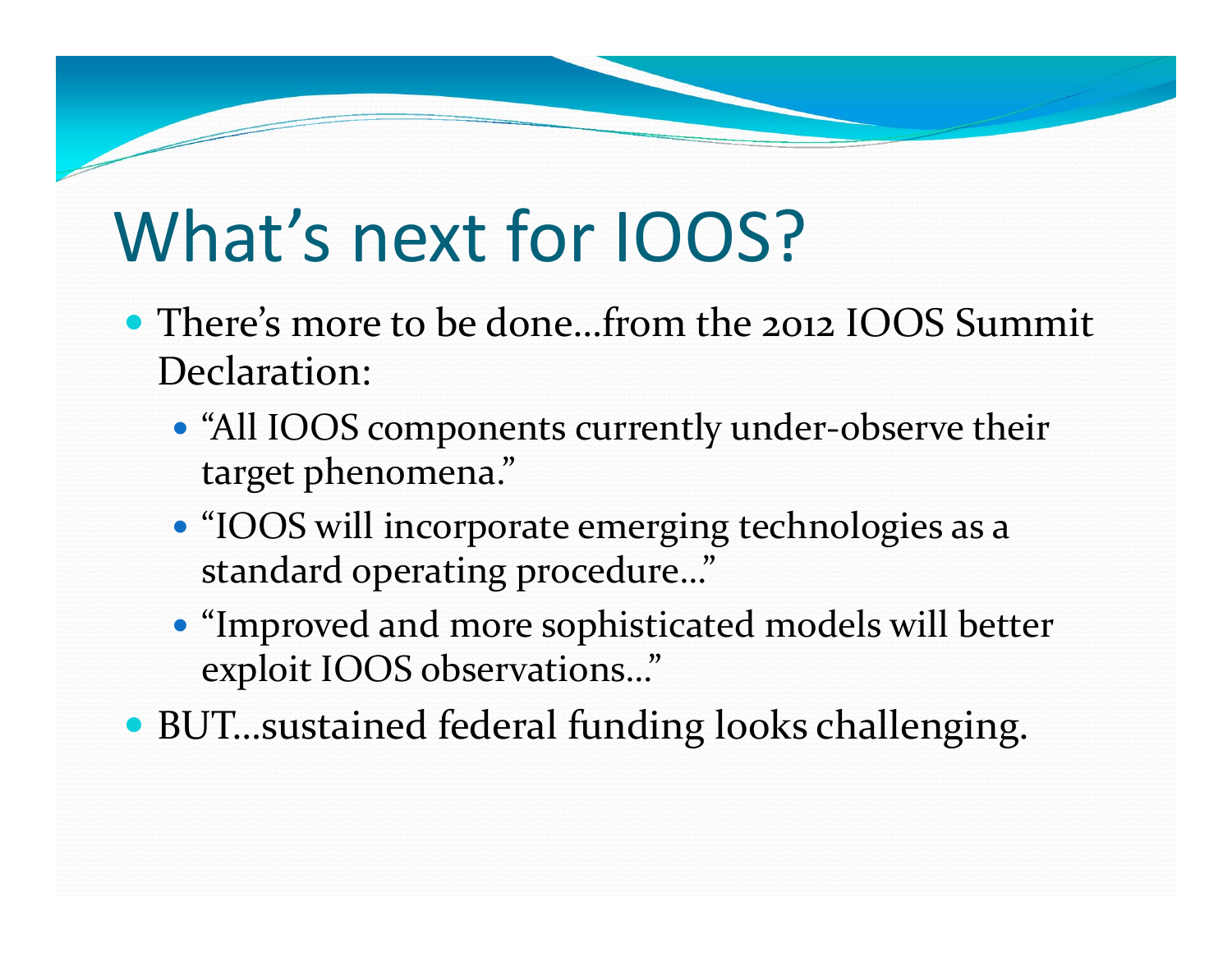# What's next for IOOS?

- There's more to be done…from the 2012 IOOS Summit Declaration:
  - "All IOOS components currently under-observe their target phenomena."
  - "IOOS will incorporate emerging technologies as a standard operating procedure…"
  - "Improved and more sophisticated models will better exploit IOOS observations…"
- BUT…sustained federal funding looks challenging.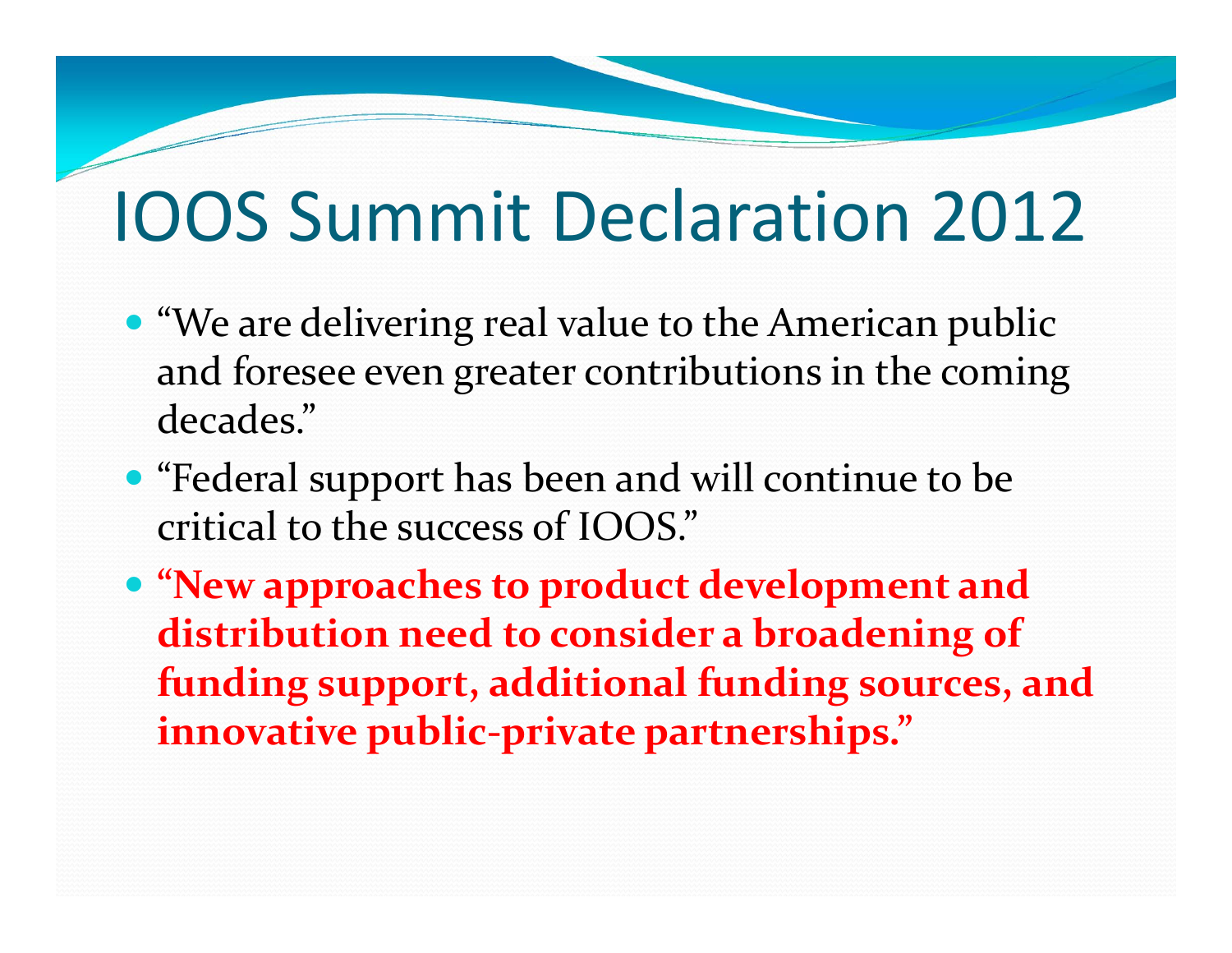# IOOS Summit Declaration 2012

- "We are delivering real value to the American public and foresee even greater contributions in the coming decades."
- "Federal support has been and will continue to be critical to the success of IOOS."
- **"New approaches to product development and distribution need to consider a broadening of funding support, additional funding sources, and innovative public-private partnerships."**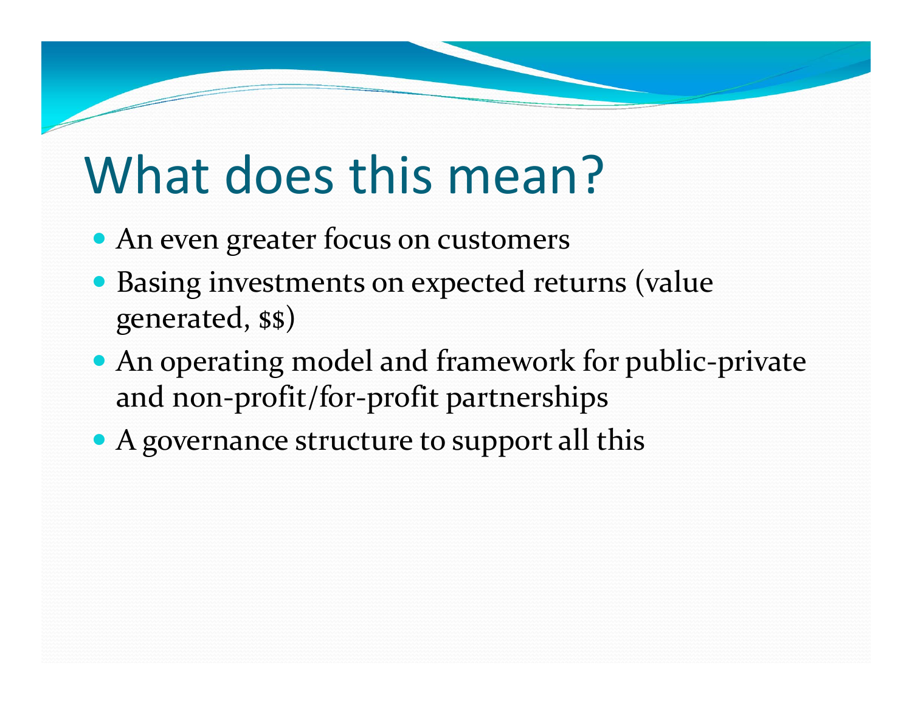# What does this mean?

- An even greater focus on customers
- Basing investments on expected returns (value generated, $$)
- An operating model and framework for public-private and non-profit/for-profit partnerships
- A governance structure to support all this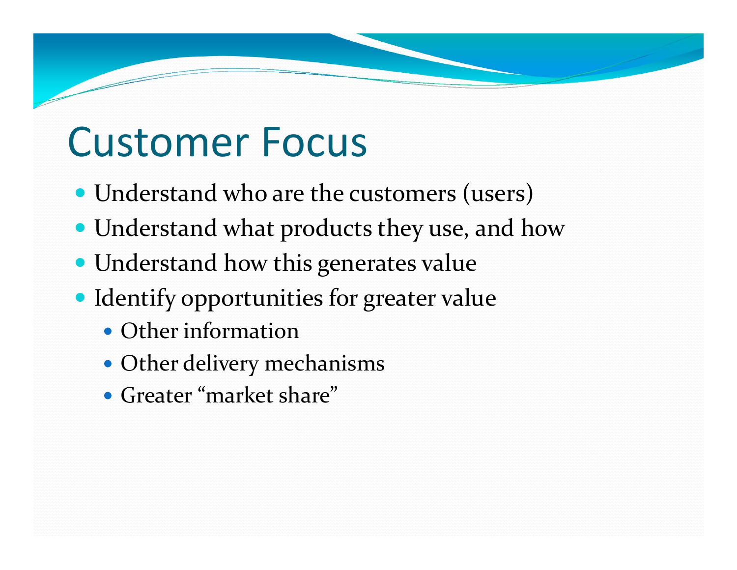# Customer Focus

- Understand who are the customers (users)
- Understand what products they use, and how
- Understand how this generates value
- Identify opportunities for greater value
  - Other information
  - Other delivery mechanisms
  - Greater "market share"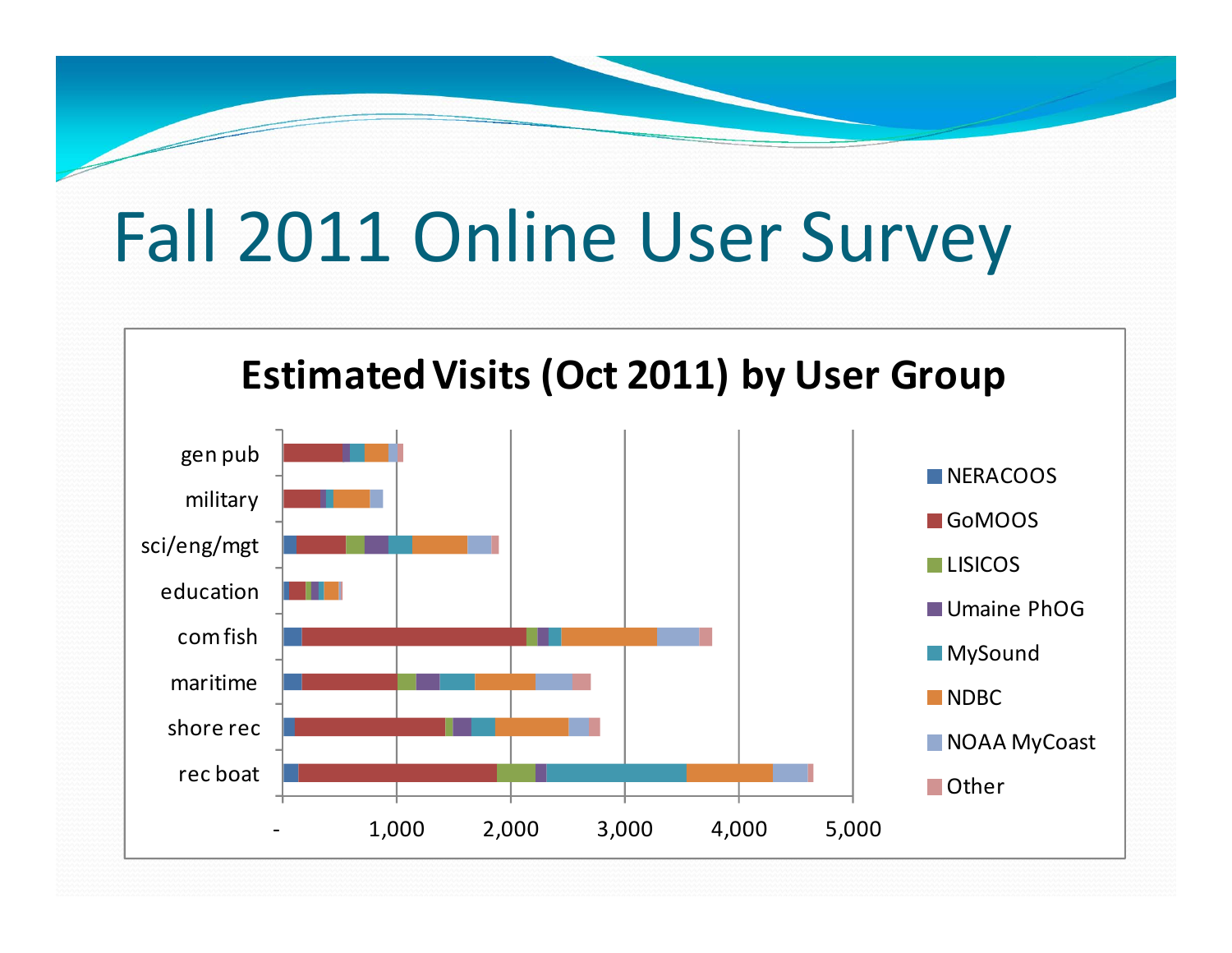# Fall 2011 Online User Survey

**Estimated Visits (Oct 2011) by User Group**

User groups: gen pub, military, sci/eng/mgt, education, com fish, maritime, shore rec, rec boat

X-axis: -, 1,000, 2,000, 3,000, 4,000, 5,000

Legend: NERACOOS, GoMOOS, LISICOS, Umaine PhOG, MySound, NDBC, NOAA MyCoast, Other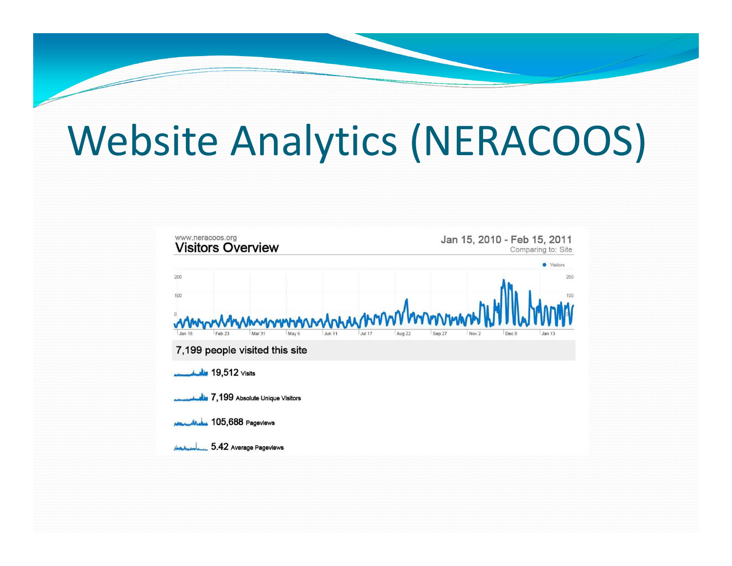# Website Analytics (NERACOOS)

www.neracoos.org

**Visitors Overview**

Jan 15, 2010 - Feb 15, 2011

Comparing to: Site

Visitors

200

100

0

Jan 18 | Feb 23 | Mar 31 | May 6 | Jun 11 | Jul 17 | Aug 22 | Sep 27 | Nov 2 | Dec 8 | Jan 13

7,199 people visited this site

19,512 Visits

7,199 Absolute Unique Visitors

105,688 Pageviews

5.42 Average Pageviews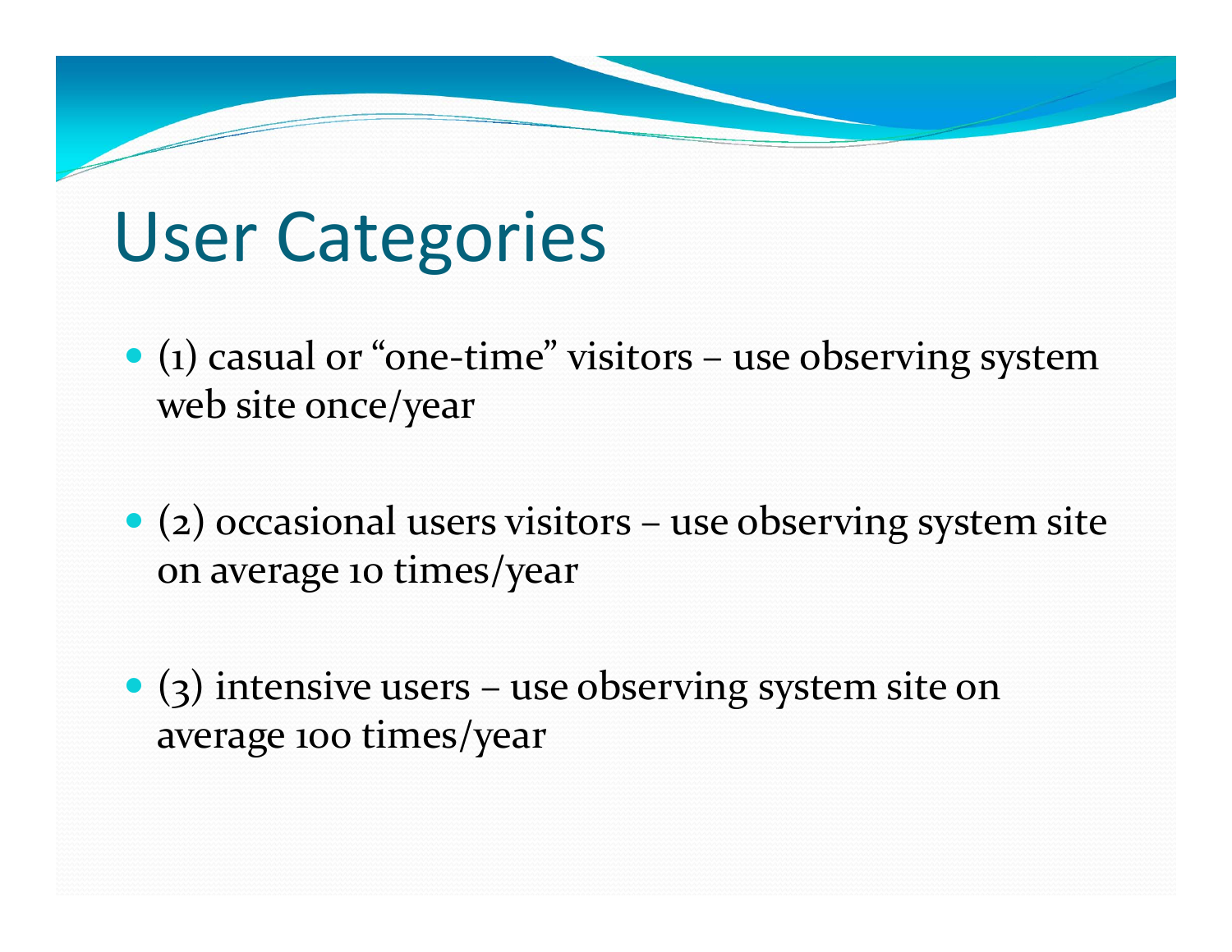# User Categories

- (1) casual or "one-time" visitors – use observing system web site once/year
- (2) occasional users visitors – use observing system site on average 10 times/year
- (3) intensive users – use observing system site on average 100 times/year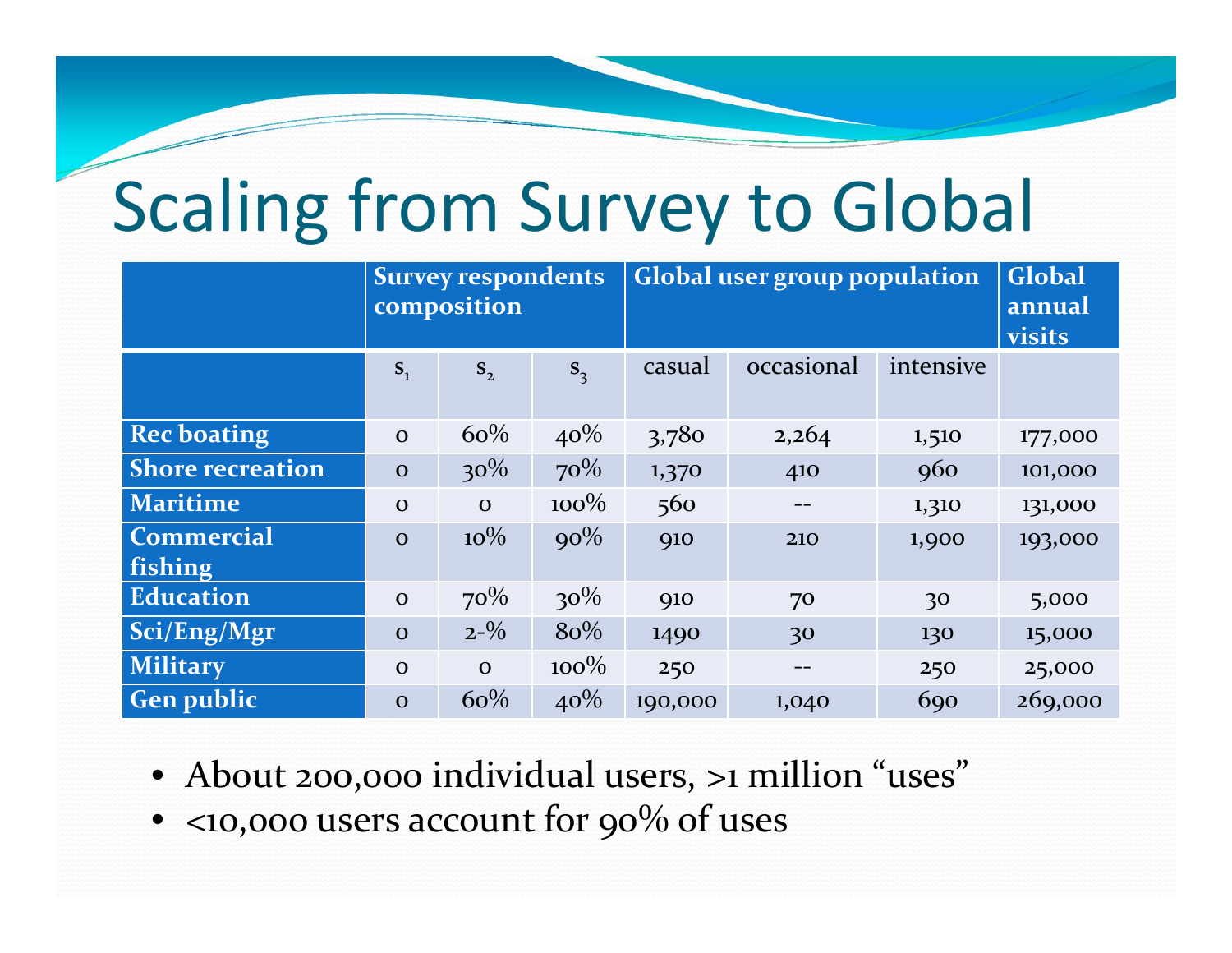# Scaling from Survey to Global

| | Survey respondents composition | | | Global user group population | | | Global annual visits |
|---|---|---|---|---|---|---|---|
| | $s_1$ | $s_2$ | $s_3$ | casual | occasional | intensive | |
| **Rec boating** | 0 | 60% | 40% | 3,780 | 2,264 | 1,510 | 177,000 |
| **Shore recreation** | 0 | 30% | 70% | 1,370 | 410 | 960 | 101,000 |
| **Maritime** | 0 | 0 | 100% | 560 | -- | 1,310 | 131,000 |
| **Commercial fishing** | 0 | 10% | 90% | 910 | 210 | 1,900 | 193,000 |
| **Education** | 0 | 70% | 30% | 910 | 70 | 30 | 5,000 |
| **Sci/Eng/Mgr** | 0 | 2-% | 80% | 1490 | 30 | 130 | 15,000 |
| **Military** | 0 | 0 | 100% | 250 | -- | 250 | 25,000 |
| **Gen public** | 0 | 60% | 40% | 190,000 | 1,040 | 690 | 269,000 |

- About 200,000 individual users, >1 million "uses"
- <10,000 users account for 90% of uses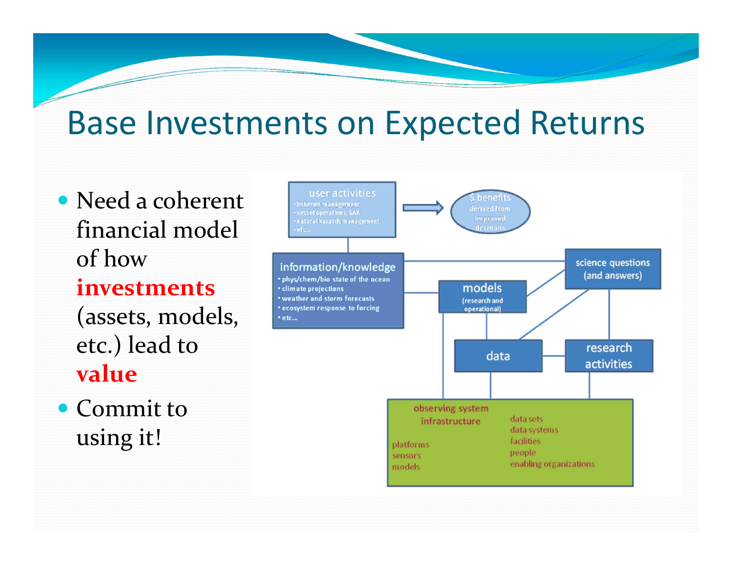# Base Investments on Expected Returns

- Need a coherent financial model of how **investments** (assets, models, etc.) lead to **value**
- Commit to using it!

user activities
- fisheries management
- vessel operations, SAR
- natural hazards management
- etc...

$ benefits derived from improved decisions

information/knowledge
- phys/chem/bio state of the ocean
- climate projections
- weather and storm forecasts
- ecosystem response to forcing
- etc...

models (research and operational)

science questions (and answers)

data

research activities

observing system infrastructure

platforms
sensors
models

data sets
data systems
facilities
people
enabling organizations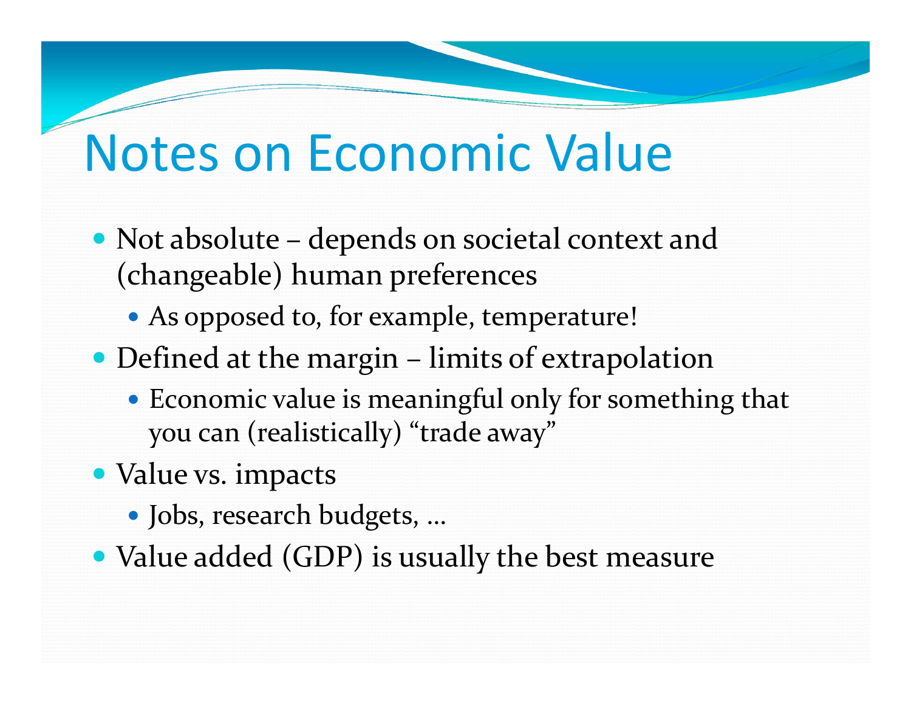# Notes on Economic Value

- Not absolute – depends on societal context and (changeable) human preferences
  - As opposed to, for example, temperature!
- Defined at the margin – limits of extrapolation
  - Economic value is meaningful only for something that you can (realistically) "trade away"
- Value vs. impacts
  - Jobs, research budgets, …
- Value added (GDP) is usually the best measure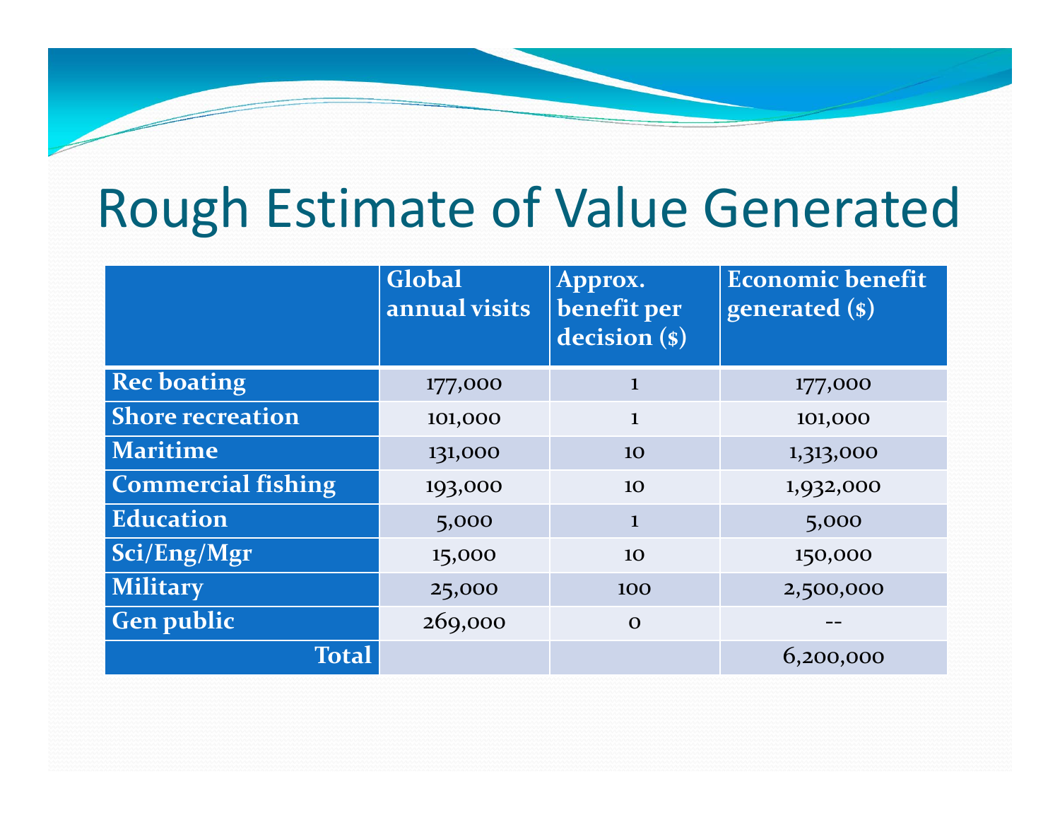# Rough Estimate of Value Generated

| | Global annual visits | Approx. benefit per decision ($) | Economic benefit generated ($) |
|---|---|---|---|
| **Rec boating** | 177,000 | 1 | 177,000 |
| **Shore recreation** | 101,000 | 1 | 101,000 |
| **Maritime** | 131,000 | 10 | 1,313,000 |
| **Commercial fishing** | 193,000 | 10 | 1,932,000 |
| **Education** | 5,000 | 1 | 5,000 |
| **Sci/Eng/Mgr** | 15,000 | 10 | 150,000 |
| **Military** | 25,000 | 100 | 2,500,000 |
| **Gen public** | 269,000 | 0 | -- |
| **Total** | | | 6,200,000 |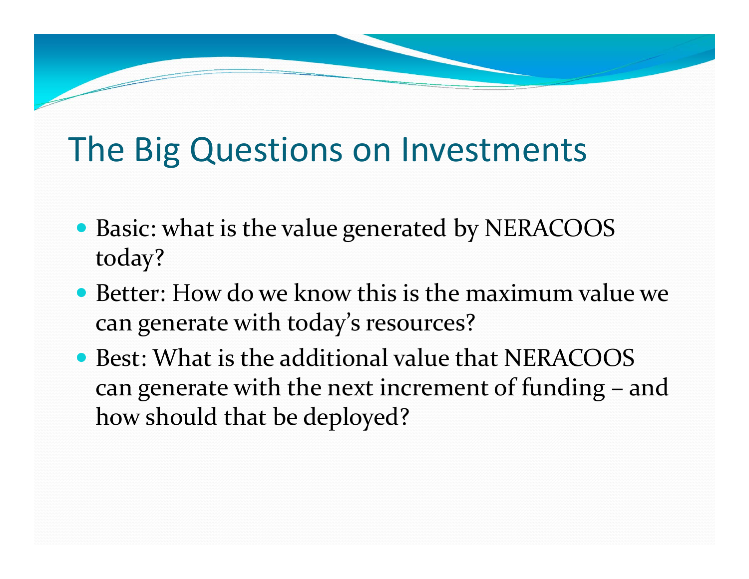# The Big Questions on Investments

- Basic: what is the value generated by NERACOOS today?
- Better: How do we know this is the maximum value we can generate with today's resources?
- Best: What is the additional value that NERACOOS can generate with the next increment of funding – and how should that be deployed?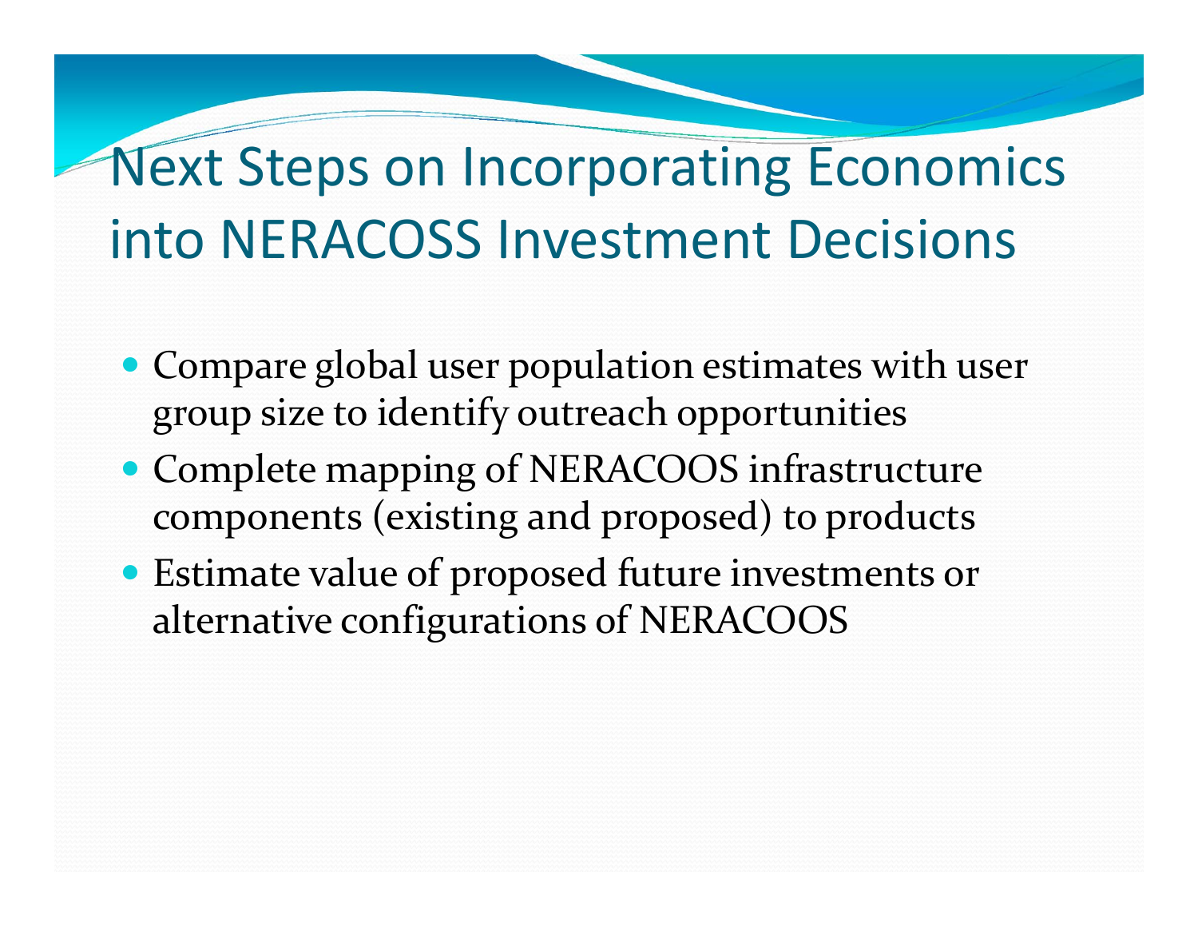# Next Steps on Incorporating Economics into NERACOSS Investment Decisions

- Compare global user population estimates with user group size to identify outreach opportunities
- Complete mapping of NERACOOS infrastructure components (existing and proposed) to products
- Estimate value of proposed future investments or alternative configurations of NERACOOS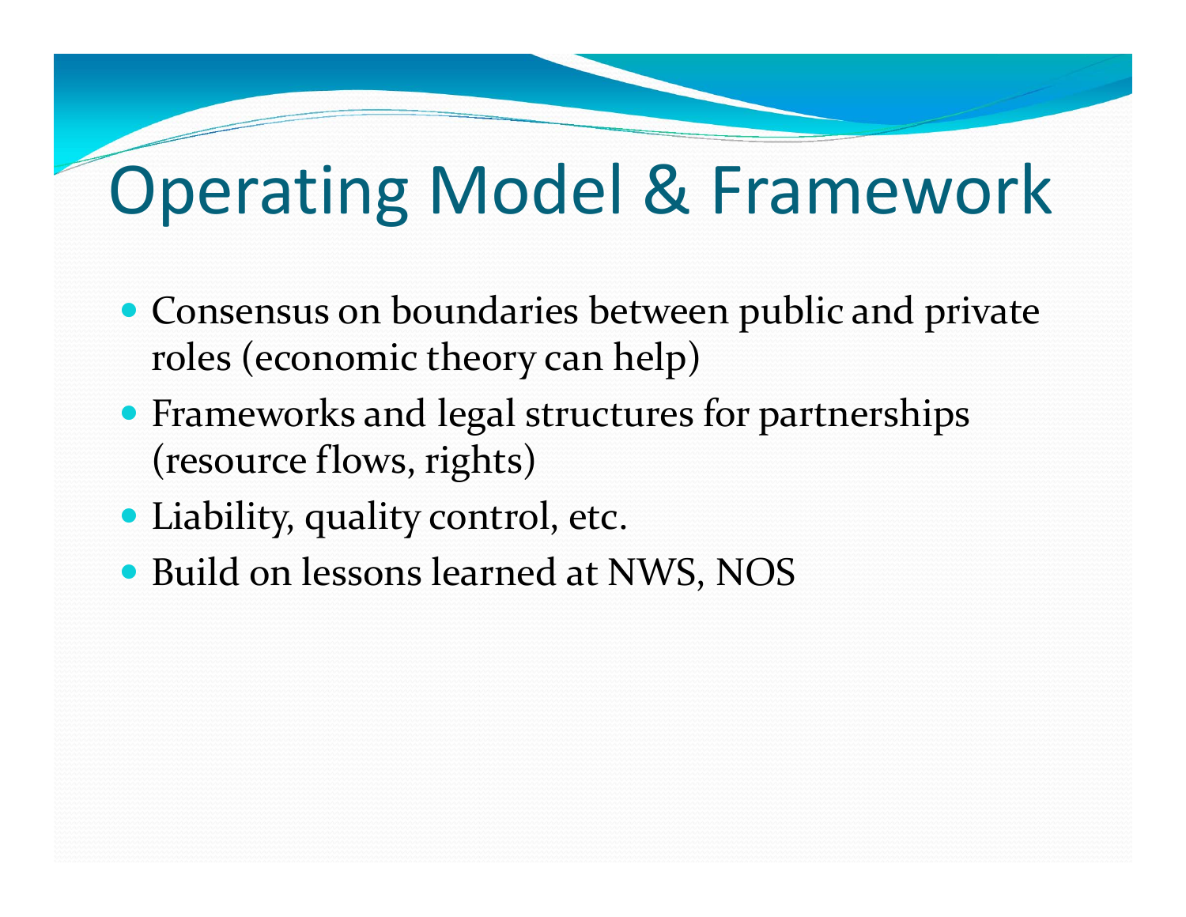# Operating Model & Framework

- Consensus on boundaries between public and private roles (economic theory can help)
- Frameworks and legal structures for partnerships (resource flows, rights)
- Liability, quality control, etc.
- Build on lessons learned at NWS, NOS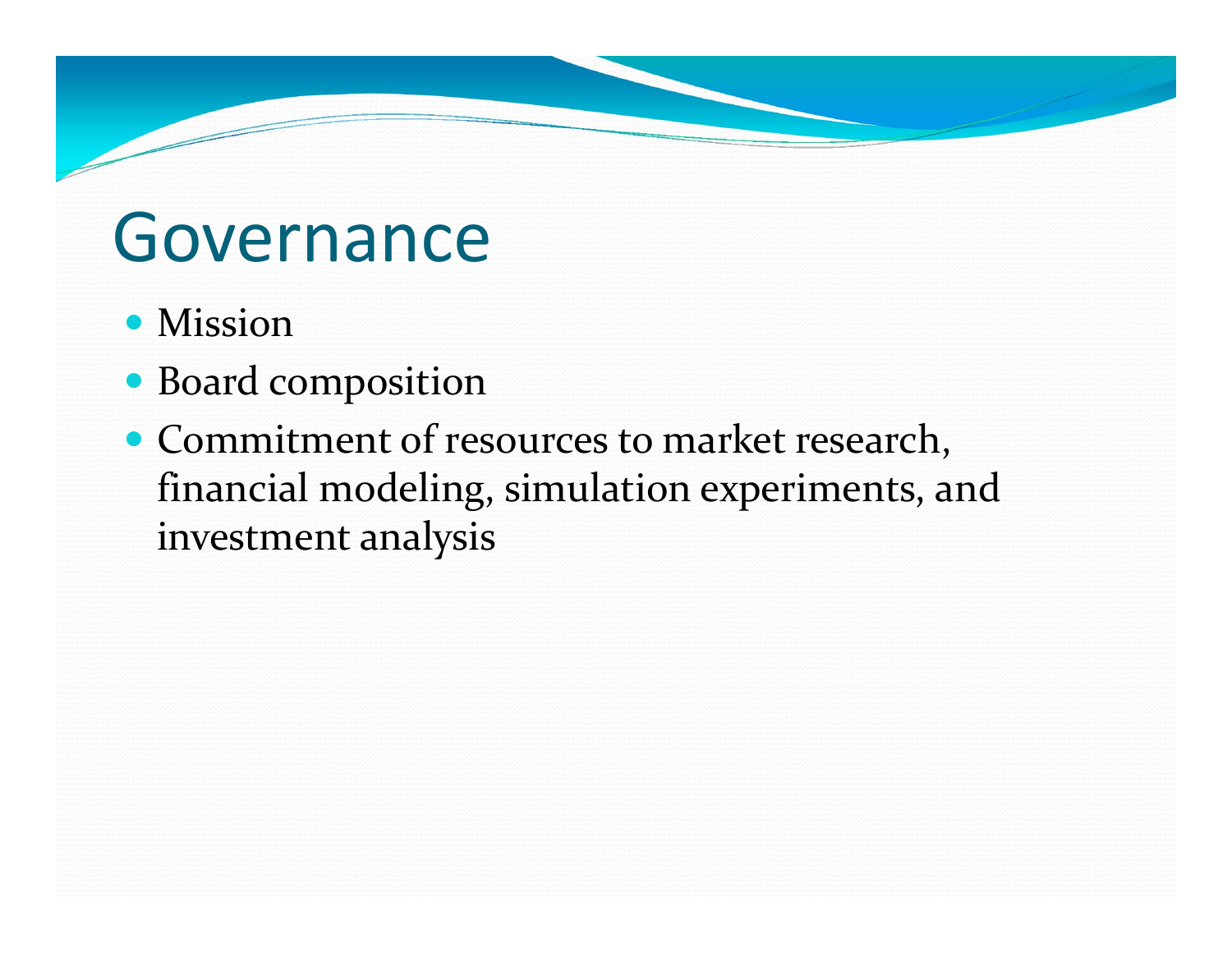# Governance

- Mission
- Board composition
- Commitment of resources to market research, financial modeling, simulation experiments, and investment analysis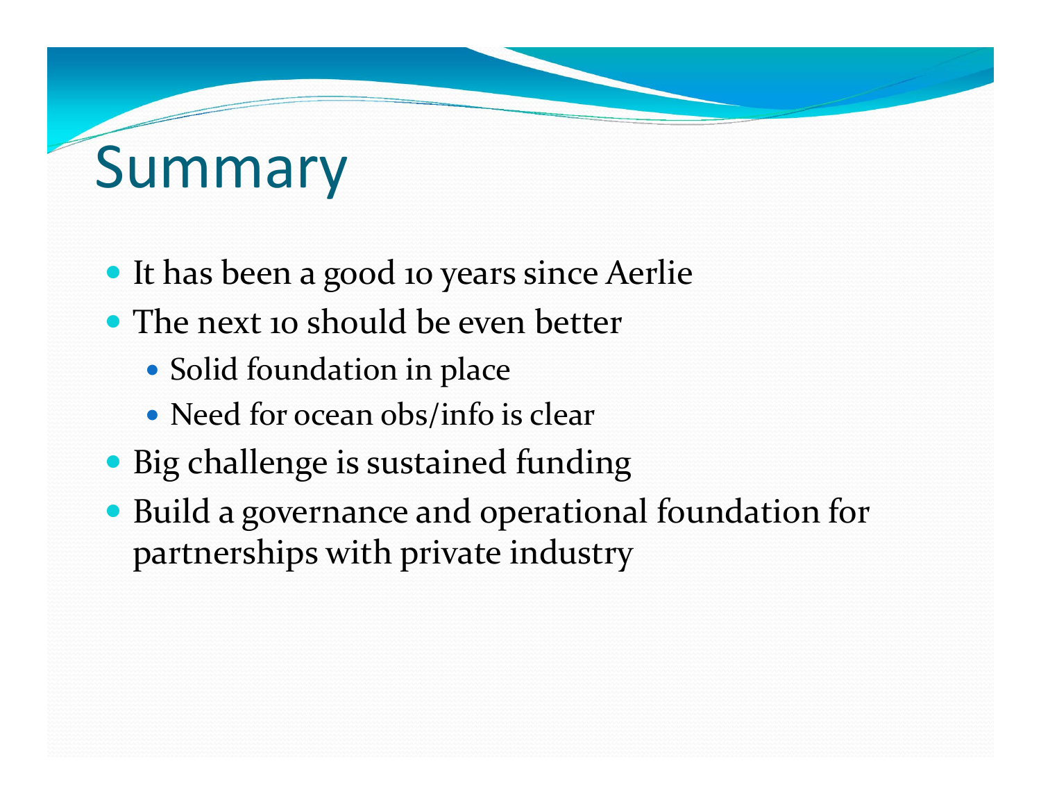# Summary

- It has been a good 10 years since Aerlie
- The next 10 should be even better
  - Solid foundation in place
  - Need for ocean obs/info is clear
- Big challenge is sustained funding
- Build a governance and operational foundation for partnerships with private industry